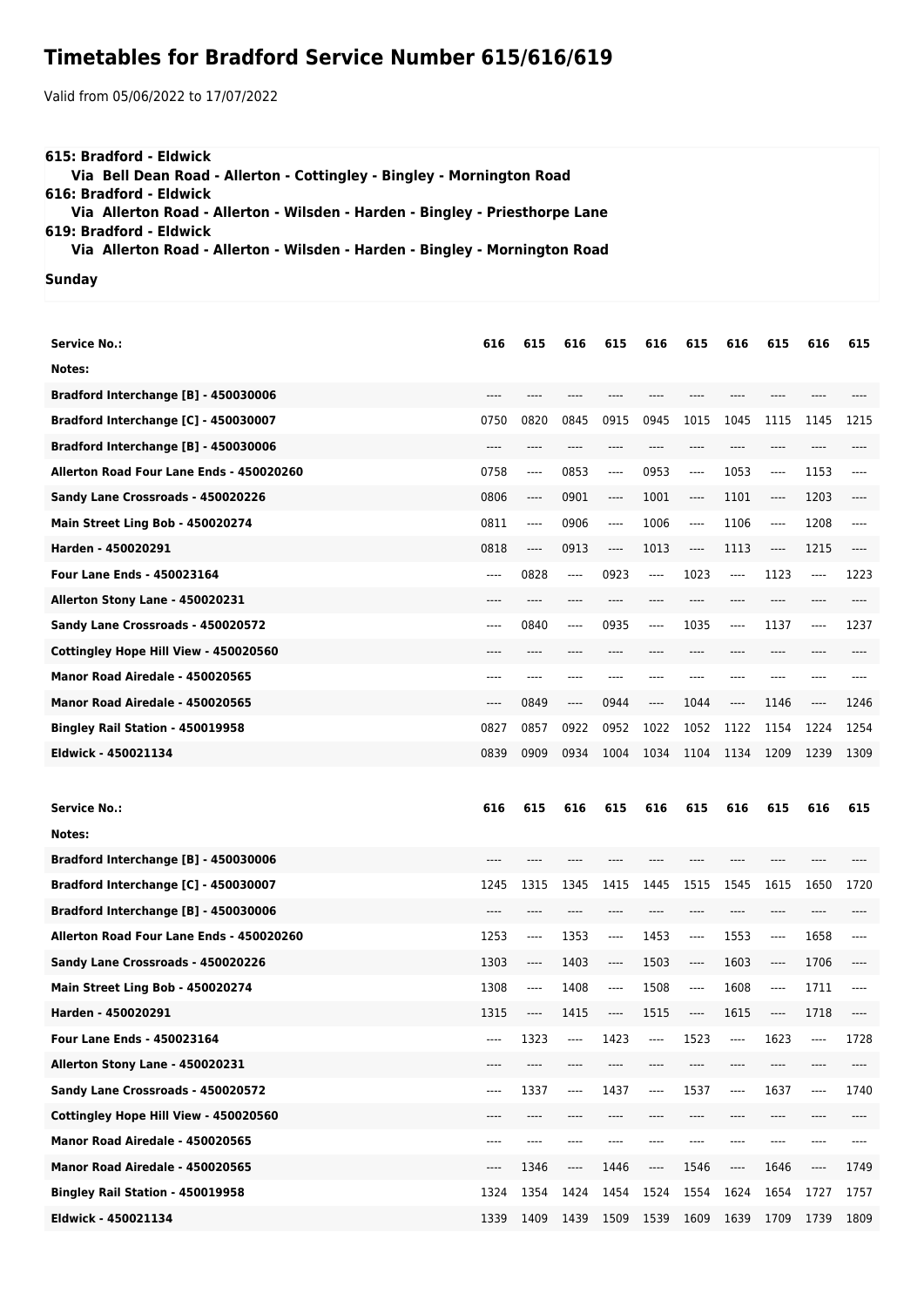# Timetables for Bradford Service Number 615/616/619

Valid from 05/06/2022 to 17/07/2022

**615: Bradford - Eldwick**
**Via Bell Dean Road - Allerton - Cottingley - Bingley - Mornington Road**
**616: Bradford - Eldwick**
**Via Allerton Road - Allerton - Wilsden - Harden - Bingley - Priesthorpe Lane**
**619: Bradford - Eldwick**
**Via Allerton Road - Allerton - Wilsden - Harden - Bingley - Mornington Road**

**Sunday**

| Service No.: | 616 | 615 | 616 | 615 | 616 | 615 | 616 | 615 | 616 | 615 |
|---|---|---|---|---|---|---|---|---|---|---|
| Notes: | | | | | | | | | | |
| Bradford Interchange [B] - 450030006 | ---- | ---- | ---- | ---- | ---- | ---- | ---- | ---- | ---- | ---- |
| Bradford Interchange [C] - 450030007 | 0750 | 0820 | 0845 | 0915 | 0945 | 1015 | 1045 | 1115 | 1145 | 1215 |
| Bradford Interchange [B] - 450030006 | ---- | ---- | ---- | ---- | ---- | ---- | ---- | ---- | ---- | ---- |
| Allerton Road Four Lane Ends - 450020260 | 0758 | ---- | 0853 | ---- | 0953 | ---- | 1053 | ---- | 1153 | ---- |
| Sandy Lane Crossroads - 450020226 | 0806 | ---- | 0901 | ---- | 1001 | ---- | 1101 | ---- | 1203 | ---- |
| Main Street Ling Bob - 450020274 | 0811 | ---- | 0906 | ---- | 1006 | ---- | 1106 | ---- | 1208 | ---- |
| Harden - 450020291 | 0818 | ---- | 0913 | ---- | 1013 | ---- | 1113 | ---- | 1215 | ---- |
| Four Lane Ends - 450023164 | ---- | 0828 | ---- | 0923 | ---- | 1023 | ---- | 1123 | ---- | 1223 |
| Allerton Stony Lane - 450020231 | ---- | ---- | ---- | ---- | ---- | ---- | ---- | ---- | ---- | ---- |
| Sandy Lane Crossroads - 450020572 | ---- | 0840 | ---- | 0935 | ---- | 1035 | ---- | 1137 | ---- | 1237 |
| Cottingley Hope Hill View - 450020560 | ---- | ---- | ---- | ---- | ---- | ---- | ---- | ---- | ---- | ---- |
| Manor Road Airedale - 450020565 | ---- | ---- | ---- | ---- | ---- | ---- | ---- | ---- | ---- | ---- |
| Manor Road Airedale - 450020565 | ---- | 0849 | ---- | 0944 | ---- | 1044 | ---- | 1146 | ---- | 1246 |
| Bingley Rail Station - 450019958 | 0827 | 0857 | 0922 | 0952 | 1022 | 1052 | 1122 | 1154 | 1224 | 1254 |
| Eldwick - 450021134 | 0839 | 0909 | 0934 | 1004 | 1034 | 1104 | 1134 | 1209 | 1239 | 1309 |

| Service No.: | 616 | 615 | 616 | 615 | 616 | 615 | 616 | 615 | 616 | 615 |
|---|---|---|---|---|---|---|---|---|---|---|
| Notes: | | | | | | | | | | |
| Bradford Interchange [B] - 450030006 | ---- | ---- | ---- | ---- | ---- | ---- | ---- | ---- | ---- | ---- |
| Bradford Interchange [C] - 450030007 | 1245 | 1315 | 1345 | 1415 | 1445 | 1515 | 1545 | 1615 | 1650 | 1720 |
| Bradford Interchange [B] - 450030006 | ---- | ---- | ---- | ---- | ---- | ---- | ---- | ---- | ---- | ---- |
| Allerton Road Four Lane Ends - 450020260 | 1253 | ---- | 1353 | ---- | 1453 | ---- | 1553 | ---- | 1658 | ---- |
| Sandy Lane Crossroads - 450020226 | 1303 | ---- | 1403 | ---- | 1503 | ---- | 1603 | ---- | 1706 | ---- |
| Main Street Ling Bob - 450020274 | 1308 | ---- | 1408 | ---- | 1508 | ---- | 1608 | ---- | 1711 | ---- |
| Harden - 450020291 | 1315 | ---- | 1415 | ---- | 1515 | ---- | 1615 | ---- | 1718 | ---- |
| Four Lane Ends - 450023164 | ---- | 1323 | ---- | 1423 | ---- | 1523 | ---- | 1623 | ---- | 1728 |
| Allerton Stony Lane - 450020231 | ---- | ---- | ---- | ---- | ---- | ---- | ---- | ---- | ---- | ---- |
| Sandy Lane Crossroads - 450020572 | ---- | 1337 | ---- | 1437 | ---- | 1537 | ---- | 1637 | ---- | 1740 |
| Cottingley Hope Hill View - 450020560 | ---- | ---- | ---- | ---- | ---- | ---- | ---- | ---- | ---- | ---- |
| Manor Road Airedale - 450020565 | ---- | ---- | ---- | ---- | ---- | ---- | ---- | ---- | ---- | ---- |
| Manor Road Airedale - 450020565 | ---- | 1346 | ---- | 1446 | ---- | 1546 | ---- | 1646 | ---- | 1749 |
| Bingley Rail Station - 450019958 | 1324 | 1354 | 1424 | 1454 | 1524 | 1554 | 1624 | 1654 | 1727 | 1757 |
| Eldwick - 450021134 | 1339 | 1409 | 1439 | 1509 | 1539 | 1609 | 1639 | 1709 | 1739 | 1809 |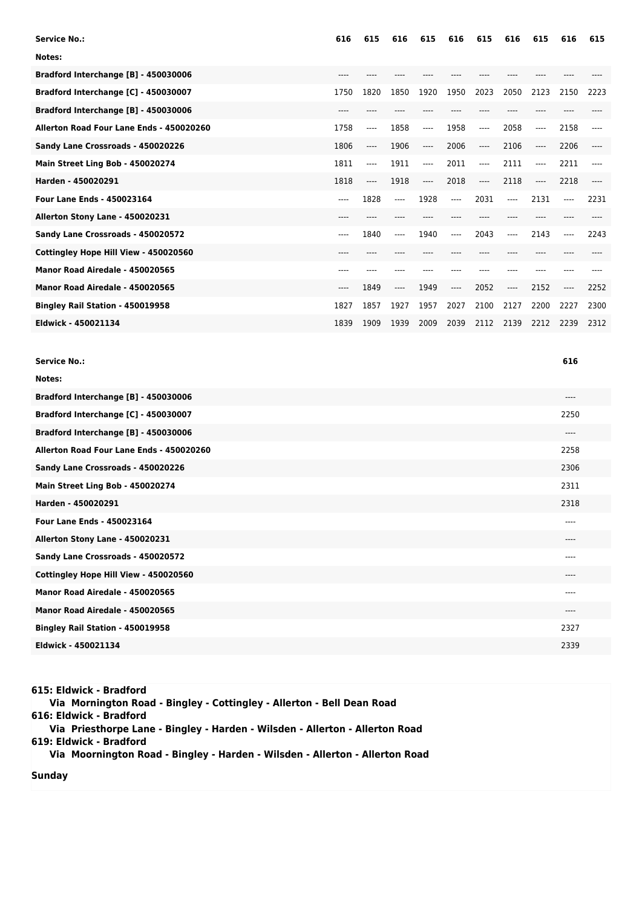| Service No.: | 616 | 615 | 616 | 615 | 616 | 615 | 616 | 615 | 616 | 615 |
|---|---|---|---|---|---|---|---|---|---|---|
| Notes: | | | | | | | | | | |
| Bradford Interchange [B] - 450030006 | ---- | ---- | ---- | ---- | ---- | ---- | ---- | ---- | ---- | ---- |
| Bradford Interchange [C] - 450030007 | 1750 | 1820 | 1850 | 1920 | 1950 | 2023 | 2050 | 2123 | 2150 | 2223 |
| Bradford Interchange [B] - 450030006 | ---- | ---- | ---- | ---- | ---- | ---- | ---- | ---- | ---- | ---- |
| Allerton Road Four Lane Ends - 450020260 | 1758 | ---- | 1858 | ---- | 1958 | ---- | 2058 | ---- | 2158 | ---- |
| Sandy Lane Crossroads - 450020226 | 1806 | ---- | 1906 | ---- | 2006 | ---- | 2106 | ---- | 2206 | ---- |
| Main Street Ling Bob - 450020274 | 1811 | ---- | 1911 | ---- | 2011 | ---- | 2111 | ---- | 2211 | ---- |
| Harden - 450020291 | 1818 | ---- | 1918 | ---- | 2018 | ---- | 2118 | ---- | 2218 | ---- |
| Four Lane Ends - 450023164 | ---- | 1828 | ---- | 1928 | ---- | 2031 | ---- | 2131 | ---- | 2231 |
| Allerton Stony Lane - 450020231 | ---- | ---- | ---- | ---- | ---- | ---- | ---- | ---- | ---- | ---- |
| Sandy Lane Crossroads - 450020572 | ---- | 1840 | ---- | 1940 | ---- | 2043 | ---- | 2143 | ---- | 2243 |
| Cottingley Hope Hill View - 450020560 | ---- | ---- | ---- | ---- | ---- | ---- | ---- | ---- | ---- | ---- |
| Manor Road Airedale - 450020565 | ---- | ---- | ---- | ---- | ---- | ---- | ---- | ---- | ---- | ---- |
| Manor Road Airedale - 450020565 | ---- | 1849 | ---- | 1949 | ---- | 2052 | ---- | 2152 | ---- | 2252 |
| Bingley Rail Station - 450019958 | 1827 | 1857 | 1927 | 1957 | 2027 | 2100 | 2127 | 2200 | 2227 | 2300 |
| Eldwick - 450021134 | 1839 | 1909 | 1939 | 2009 | 2039 | 2112 | 2139 | 2212 | 2239 | 2312 |

| Service No.: | 616 |
|---|---|
| Notes: | |
| Bradford Interchange [B] - 450030006 | ---- |
| Bradford Interchange [C] - 450030007 | 2250 |
| Bradford Interchange [B] - 450030006 | ---- |
| Allerton Road Four Lane Ends - 450020260 | 2258 |
| Sandy Lane Crossroads - 450020226 | 2306 |
| Main Street Ling Bob - 450020274 | 2311 |
| Harden - 450020291 | 2318 |
| Four Lane Ends - 450023164 | ---- |
| Allerton Stony Lane - 450020231 | ---- |
| Sandy Lane Crossroads - 450020572 | ---- |
| Cottingley Hope Hill View - 450020560 | ---- |
| Manor Road Airedale - 450020565 | ---- |
| Manor Road Airedale - 450020565 | ---- |
| Bingley Rail Station - 450019958 | 2327 |
| Eldwick - 450021134 | 2339 |

**615: Eldwick - Bradford**
**Via Mornington Road - Bingley - Cottingley - Allerton - Bell Dean Road**
**616: Eldwick - Bradford**
**Via Priesthorpe Lane - Bingley - Harden - Wilsden - Allerton - Allerton Road**
**619: Eldwick - Bradford**
**Via Moornington Road - Bingley - Harden - Wilsden - Allerton - Allerton Road**

**Sunday**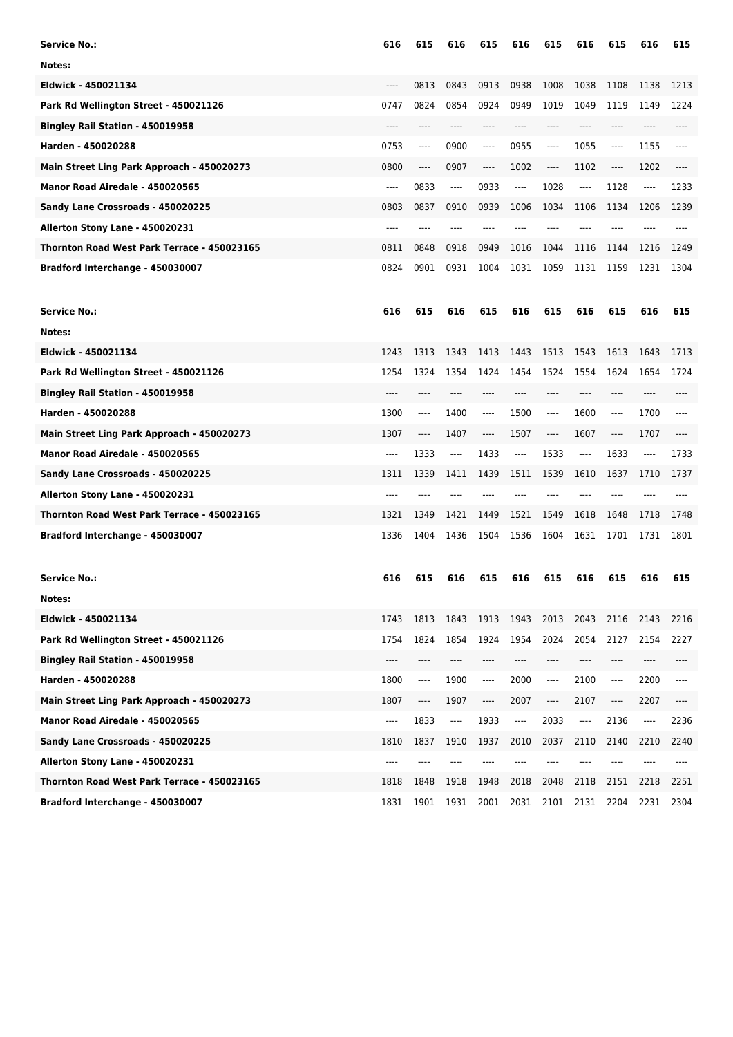| Service No.: | 616 | 615 | 616 | 615 | 616 | 615 | 616 | 615 | 616 | 615 |
|---|---|---|---|---|---|---|---|---|---|---|
| Notes: | | | | | | | | | | |
| Eldwick - 450021134 | ---- | 0813 | 0843 | 0913 | 0938 | 1008 | 1038 | 1108 | 1138 | 1213 |
| Park Rd Wellington Street - 450021126 | 0747 | 0824 | 0854 | 0924 | 0949 | 1019 | 1049 | 1119 | 1149 | 1224 |
| Bingley Rail Station - 450019958 | ---- | ---- | ---- | ---- | ---- | ---- | ---- | ---- | ---- | ---- |
| Harden - 450020288 | 0753 | ---- | 0900 | ---- | 0955 | ---- | 1055 | ---- | 1155 | ---- |
| Main Street Ling Park Approach - 450020273 | 0800 | ---- | 0907 | ---- | 1002 | ---- | 1102 | ---- | 1202 | ---- |
| Manor Road Airedale - 450020565 | ---- | 0833 | ---- | 0933 | ---- | 1028 | ---- | 1128 | ---- | 1233 |
| Sandy Lane Crossroads - 450020225 | 0803 | 0837 | 0910 | 0939 | 1006 | 1034 | 1106 | 1134 | 1206 | 1239 |
| Allerton Stony Lane - 450020231 | ---- | ---- | ---- | ---- | ---- | ---- | ---- | ---- | ---- | ---- |
| Thornton Road West Park Terrace - 450023165 | 0811 | 0848 | 0918 | 0949 | 1016 | 1044 | 1116 | 1144 | 1216 | 1249 |
| Bradford Interchange - 450030007 | 0824 | 0901 | 0931 | 1004 | 1031 | 1059 | 1131 | 1159 | 1231 | 1304 |

| Service No.: | 616 | 615 | 616 | 615 | 616 | 615 | 616 | 615 | 616 | 615 |
|---|---|---|---|---|---|---|---|---|---|---|
| Notes: | | | | | | | | | | |
| Eldwick - 450021134 | 1243 | 1313 | 1343 | 1413 | 1443 | 1513 | 1543 | 1613 | 1643 | 1713 |
| Park Rd Wellington Street - 450021126 | 1254 | 1324 | 1354 | 1424 | 1454 | 1524 | 1554 | 1624 | 1654 | 1724 |
| Bingley Rail Station - 450019958 | ---- | ---- | ---- | ---- | ---- | ---- | ---- | ---- | ---- | ---- |
| Harden - 450020288 | 1300 | ---- | 1400 | ---- | 1500 | ---- | 1600 | ---- | 1700 | ---- |
| Main Street Ling Park Approach - 450020273 | 1307 | ---- | 1407 | ---- | 1507 | ---- | 1607 | ---- | 1707 | ---- |
| Manor Road Airedale - 450020565 | ---- | 1333 | ---- | 1433 | ---- | 1533 | ---- | 1633 | ---- | 1733 |
| Sandy Lane Crossroads - 450020225 | 1311 | 1339 | 1411 | 1439 | 1511 | 1539 | 1610 | 1637 | 1710 | 1737 |
| Allerton Stony Lane - 450020231 | ---- | ---- | ---- | ---- | ---- | ---- | ---- | ---- | ---- | ---- |
| Thornton Road West Park Terrace - 450023165 | 1321 | 1349 | 1421 | 1449 | 1521 | 1549 | 1618 | 1648 | 1718 | 1748 |
| Bradford Interchange - 450030007 | 1336 | 1404 | 1436 | 1504 | 1536 | 1604 | 1631 | 1701 | 1731 | 1801 |

| Service No.: | 616 | 615 | 616 | 615 | 616 | 615 | 616 | 615 | 616 | 615 |
|---|---|---|---|---|---|---|---|---|---|---|
| Notes: | | | | | | | | | | |
| Eldwick - 450021134 | 1743 | 1813 | 1843 | 1913 | 1943 | 2013 | 2043 | 2116 | 2143 | 2216 |
| Park Rd Wellington Street - 450021126 | 1754 | 1824 | 1854 | 1924 | 1954 | 2024 | 2054 | 2127 | 2154 | 2227 |
| Bingley Rail Station - 450019958 | ---- | ---- | ---- | ---- | ---- | ---- | ---- | ---- | ---- | ---- |
| Harden - 450020288 | 1800 | ---- | 1900 | ---- | 2000 | ---- | 2100 | ---- | 2200 | ---- |
| Main Street Ling Park Approach - 450020273 | 1807 | ---- | 1907 | ---- | 2007 | ---- | 2107 | ---- | 2207 | ---- |
| Manor Road Airedale - 450020565 | ---- | 1833 | ---- | 1933 | ---- | 2033 | ---- | 2136 | ---- | 2236 |
| Sandy Lane Crossroads - 450020225 | 1810 | 1837 | 1910 | 1937 | 2010 | 2037 | 2110 | 2140 | 2210 | 2240 |
| Allerton Stony Lane - 450020231 | ---- | ---- | ---- | ---- | ---- | ---- | ---- | ---- | ---- | ---- |
| Thornton Road West Park Terrace - 450023165 | 1818 | 1848 | 1918 | 1948 | 2018 | 2048 | 2118 | 2151 | 2218 | 2251 |
| Bradford Interchange - 450030007 | 1831 | 1901 | 1931 | 2001 | 2031 | 2101 | 2131 | 2204 | 2231 | 2304 |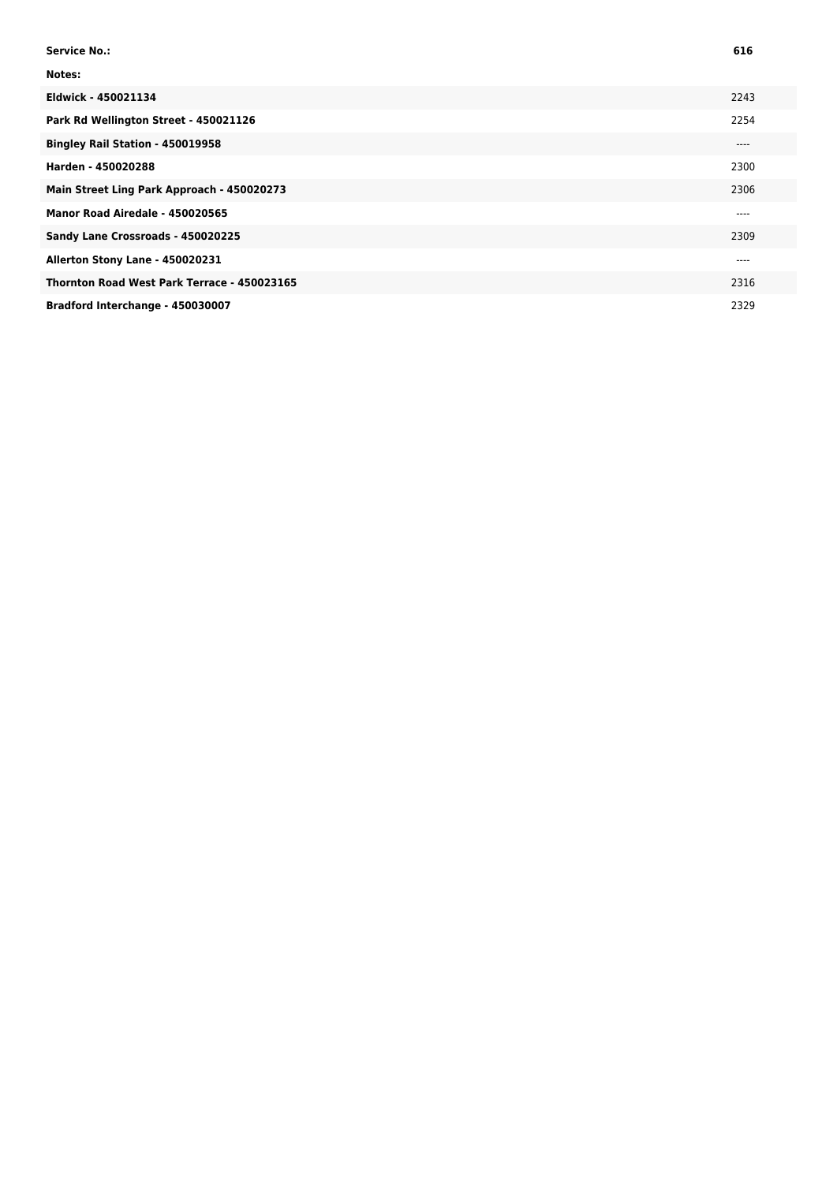| | |
|---|---|
| **Service No.:** | **616** |
| **Notes:** | |
| **Eldwick - 450021134** | 2243 |
| **Park Rd Wellington Street - 450021126** | 2254 |
| **Bingley Rail Station - 450019958** | ---- |
| **Harden - 450020288** | 2300 |
| **Main Street Ling Park Approach - 450020273** | 2306 |
| **Manor Road Airedale - 450020565** | ---- |
| **Sandy Lane Crossroads - 450020225** | 2309 |
| **Allerton Stony Lane - 450020231** | ---- |
| **Thornton Road West Park Terrace - 450023165** | 2316 |
| **Bradford Interchange - 450030007** | 2329 |